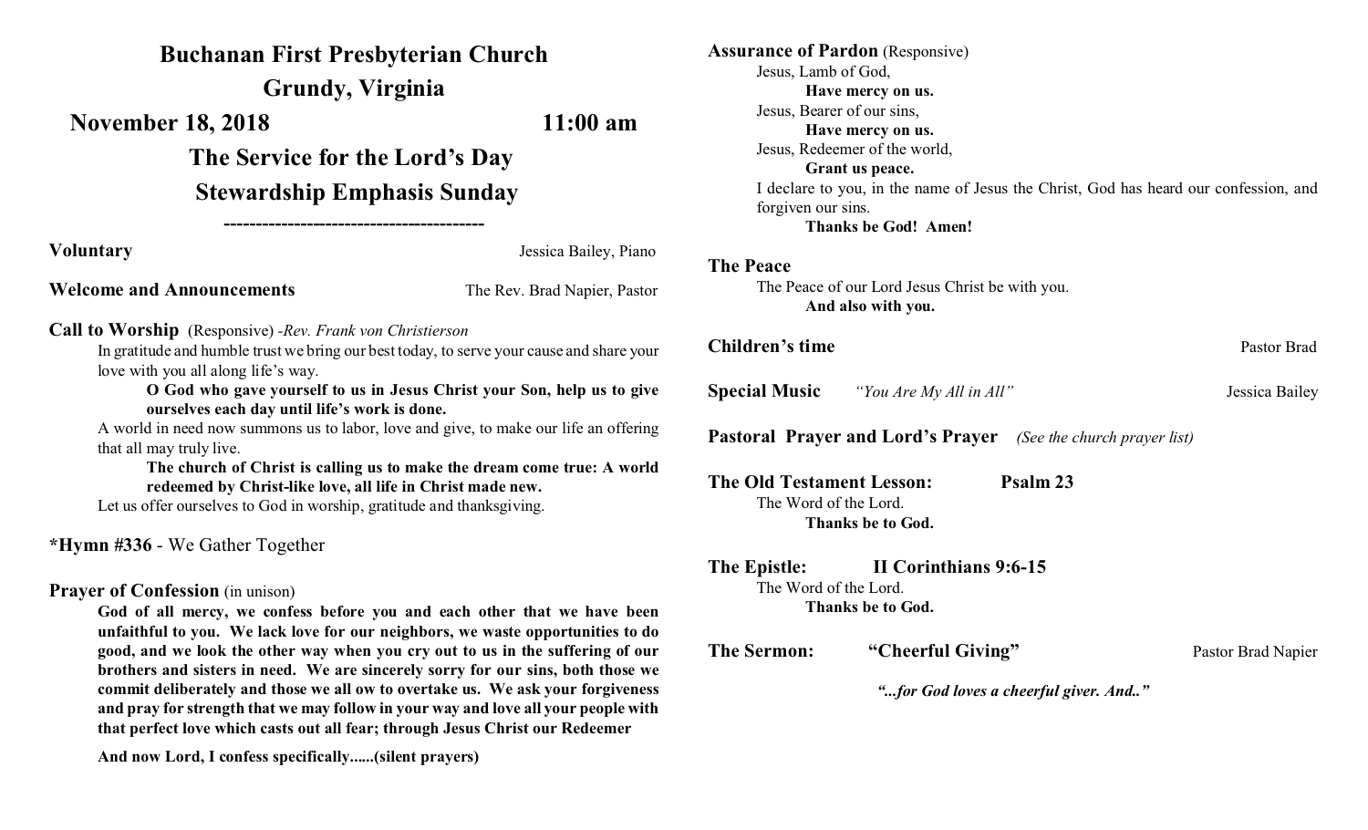# Buchanan First Presbyterian Church

## Grundy, Virginia

**November 18, 2018 11:00 am**

## The Service for the Lord's Day

## Stewardship Emphasis Sunday

----------------------------------------

**Voluntary** Jessica Bailey, Piano

**Welcome and Announcements** The Rev. Brad Napier, Pastor

**Call to Worship** (Responsive) -*Rev. Frank von Christierson*

In gratitude and humble trust we bring our best today, to serve your cause and share your love with you all along life's way.

**O God who gave yourself to us in Jesus Christ your Son, help us to give ourselves each day until life's work is done.**

A world in need now summons us to labor, love and give, to make our life an offering that all may truly live.

**The church of Christ is calling us to make the dream come true: A world redeemed by Christ-like love, all life in Christ made new.**

Let us offer ourselves to God in worship, gratitude and thanksgiving.

**\*Hymn #336** - We Gather Together

**Prayer of Confession** (in unison)

**God of all mercy, we confess before you and each other that we have been unfaithful to you. We lack love for our neighbors, we waste opportunities to do good, and we look the other way when you cry out to us in the suffering of our brothers and sisters in need. We are sincerely sorry for our sins, both those we commit deliberately and those we all ow to overtake us. We ask your forgiveness and pray for strength that we may follow in your way and love all your people with that perfect love which casts out all fear; through Jesus Christ our Redeemer**

**And now Lord, I confess specifically......(silent prayers)**

**Assurance of Pardon** (Responsive)

Jesus, Lamb of God,

**Have mercy on us.**

Jesus, Bearer of our sins,

**Have mercy on us.**

Jesus, Redeemer of the world,

**Grant us peace.**

I declare to you, in the name of Jesus the Christ, God has heard our confession, and forgiven our sins.

**Thanks be God! Amen!**

**The Peace**

The Peace of our Lord Jesus Christ be with you.

**And also with you.**

**Children's time** Pastor Brad

**Special Music** *"You Are My All in All"* Jessica Bailey

**Pastoral Prayer and Lord's Prayer** *(See the church prayer list)*

**The Old Testament Lesson: Psalm 23**

The Word of the Lord.

**Thanks be to God.**

**The Epistle: II Corinthians 9:6-15**

The Word of the Lord.

**Thanks be to God.**

**The Sermon: "Cheerful Giving"** Pastor Brad Napier

***"...for God loves a cheerful giver. And.."***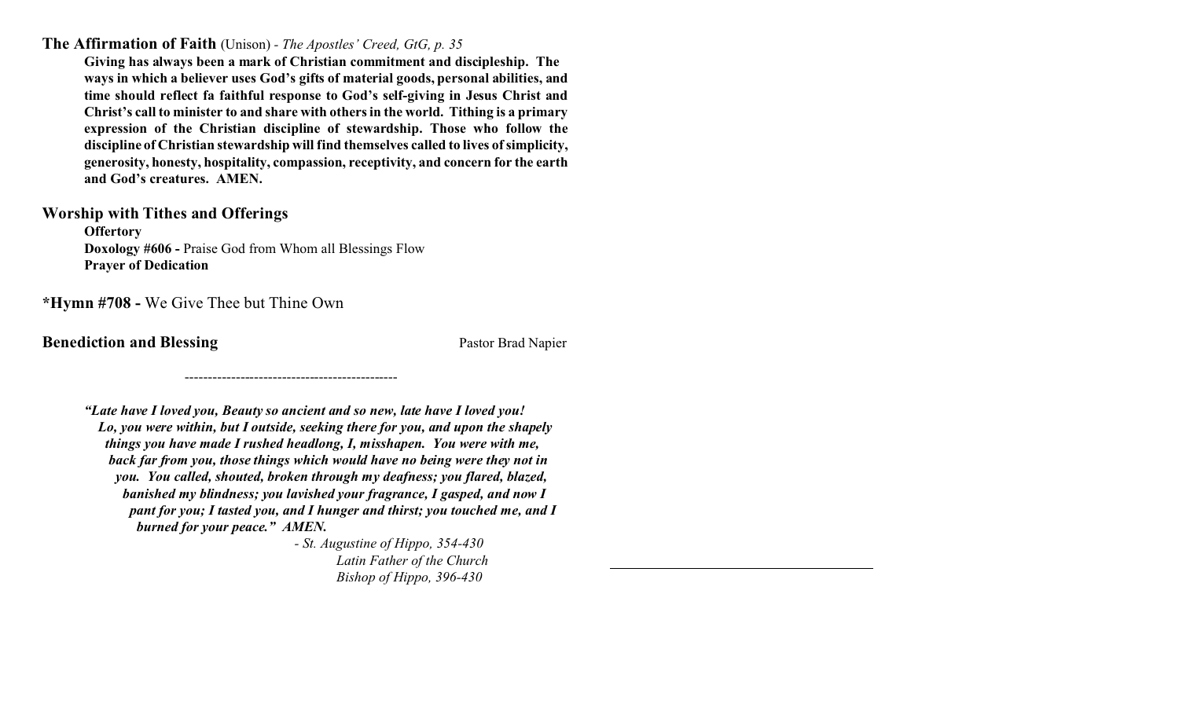**The Affirmation of Faith** (Unison) - *The Apostles' Creed, GtG, p. 35*

**Giving has always been a mark of Christian commitment and discipleship. The ways in which a believer uses God's gifts of material goods, personal abilities, and time should reflect fa faithful response to God's self-giving in Jesus Christ and Christ's call to minister to and share with others in the world. Tithing is a primary expression of the Christian discipline of stewardship. Those who follow the discipline of Christian stewardship will find themselves called to lives of simplicity, generosity, honesty, hospitality, compassion, receptivity, and concern for the earth and God's creatures. AMEN.**

**Worship with Tithes and Offerings**

**Offertory**
**Doxology #606 -** Praise God from Whom all Blessings Flow
**Prayer of Dedication**

**\*Hymn #708 -** We Give Thee but Thine Own

**Benediction and Blessing** Pastor Brad Napier

---

***"Late have I loved you, Beauty so ancient and so new, late have I loved you! Lo, you were within, but I outside, seeking there for you, and upon the shapely things you have made I rushed headlong, I, misshapen. You were with me, back far from you, those things which would have no being were they not in you. You called, shouted, broken through my deafness; you flared, blazed, banished my blindness; you lavished your fragrance, I gasped, and now I pant for you; I tasted you, and I hunger and thirst; you touched me, and I burned for your peace." AMEN.***

*- St. Augustine of Hippo, 354-430*
*Latin Father of the Church*
*Bishop of Hippo, 396-430*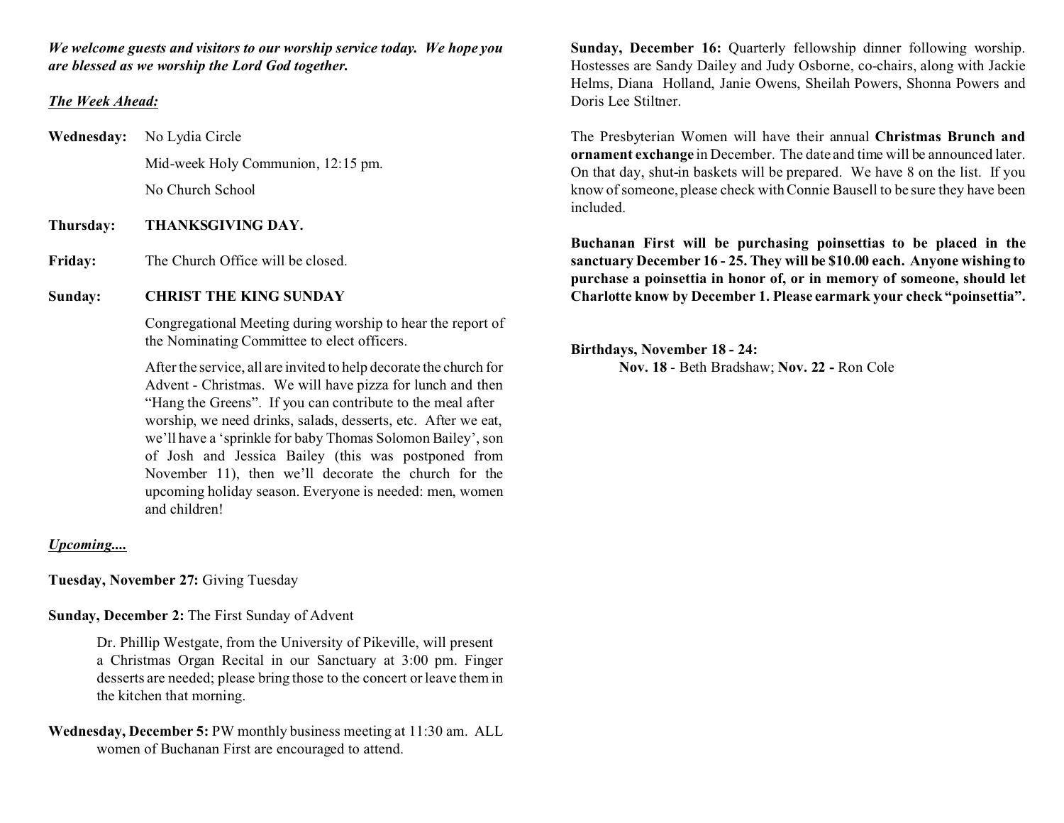***We welcome guests and visitors to our worship service today. We hope you are blessed as we worship the Lord God together.***

***The Week Ahead:***

**Wednesday:** No Lydia Circle

Mid-week Holy Communion, 12:15 pm.

No Church School

**Thursday:** **THANKSGIVING DAY.**

**Friday:** The Church Office will be closed.

**Sunday:** **CHRIST THE KING SUNDAY**

Congregational Meeting during worship to hear the report of the Nominating Committee to elect officers.

After the service, all are invited to help decorate the church for Advent - Christmas. We will have pizza for lunch and then "Hang the Greens". If you can contribute to the meal after worship, we need drinks, salads, desserts, etc. After we eat, we'll have a 'sprinkle for baby Thomas Solomon Bailey', son of Josh and Jessica Bailey (this was postponed from November 11), then we'll decorate the church for the upcoming holiday season. Everyone is needed: men, women and children!

***Upcoming....***

**Tuesday, November 27:** Giving Tuesday

**Sunday, December 2:** The First Sunday of Advent

Dr. Phillip Westgate, from the University of Pikeville, will present a Christmas Organ Recital in our Sanctuary at 3:00 pm. Finger desserts are needed; please bring those to the concert or leave them in the kitchen that morning.

**Wednesday, December 5:** PW monthly business meeting at 11:30 am. ALL women of Buchanan First are encouraged to attend.

**Sunday, December 16:** Quarterly fellowship dinner following worship. Hostesses are Sandy Dailey and Judy Osborne, co-chairs, along with Jackie Helms, Diana Holland, Janie Owens, Sheilah Powers, Shonna Powers and Doris Lee Stiltner.

The Presbyterian Women will have their annual **Christmas Brunch and ornament exchange** in December. The date and time will be announced later. On that day, shut-in baskets will be prepared. We have 8 on the list. If you know of someone, please check with Connie Bausell to be sure they have been included.

**Buchanan First will be purchasing poinsettias to be placed in the sanctuary December 16 - 25. They will be $10.00 each. Anyone wishing to purchase a poinsettia in honor of, or in memory of someone, should let Charlotte know by December 1. Please earmark your check "poinsettia".**

**Birthdays, November 18 - 24:**

**Nov. 18** - Beth Bradshaw; **Nov. 22 -** Ron Cole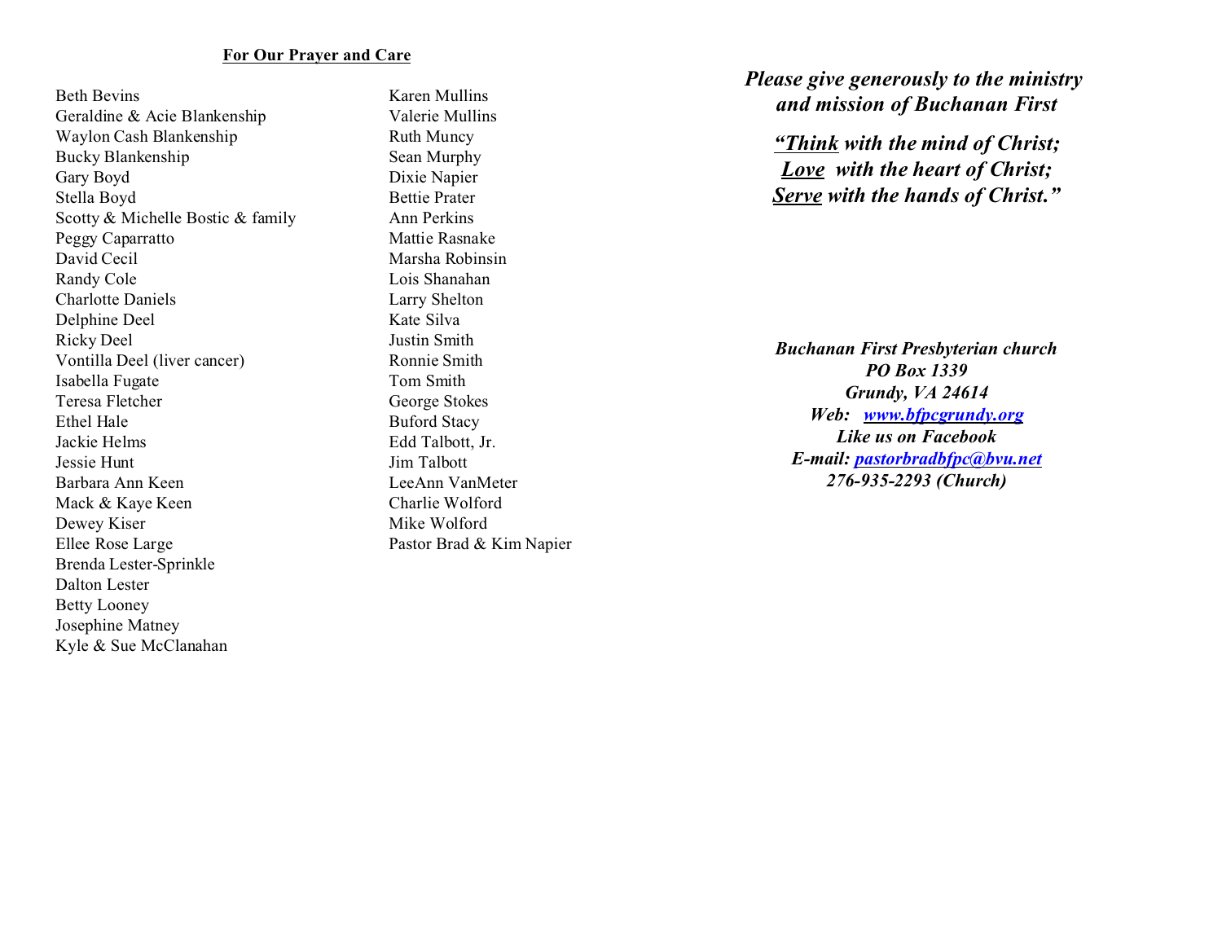**For Our Prayer and Care**

Beth Bevins
Geraldine & Acie Blankenship
Waylon Cash Blankenship
Bucky Blankenship
Gary Boyd
Stella Boyd
Scotty & Michelle Bostic & family
Peggy Caparratto
David Cecil
Randy Cole
Charlotte Daniels
Delphine Deel
Ricky Deel
Vontilla Deel (liver cancer)
Isabella Fugate
Teresa Fletcher
Ethel Hale
Jackie Helms
Jessie Hunt
Barbara Ann Keen
Mack & Kaye Keen
Dewey Kiser
Ellee Rose Large
Brenda Lester-Sprinkle
Dalton Lester
Betty Looney
Josephine Matney
Kyle & Sue McClanahan
Karen Mullins
Valerie Mullins
Ruth Muncy
Sean Murphy
Dixie Napier
Bettie Prater
Ann Perkins
Mattie Rasnake
Marsha Robinsin
Lois Shanahan
Larry Shelton
Kate Silva
Justin Smith
Ronnie Smith
Tom Smith
George Stokes
Buford Stacy
Edd Talbott, Jr.
Jim Talbott
LeeAnn VanMeter
Charlie Wolford
Mike Wolford
Pastor Brad & Kim Napier

***Please give generously to the ministry and mission of Buchanan First***

***"Think with the mind of Christ;***
***Love with the heart of Christ;***
***Serve with the hands of Christ."***

***Buchanan First Presbyterian church***
***PO Box 1339***
***Grundy, VA 24614***
***Web: www.bfpcgrundy.org***
***Like us on Facebook***
***E-mail: pastorbradbfpc@bvu.net***
***276-935-2293 (Church)***